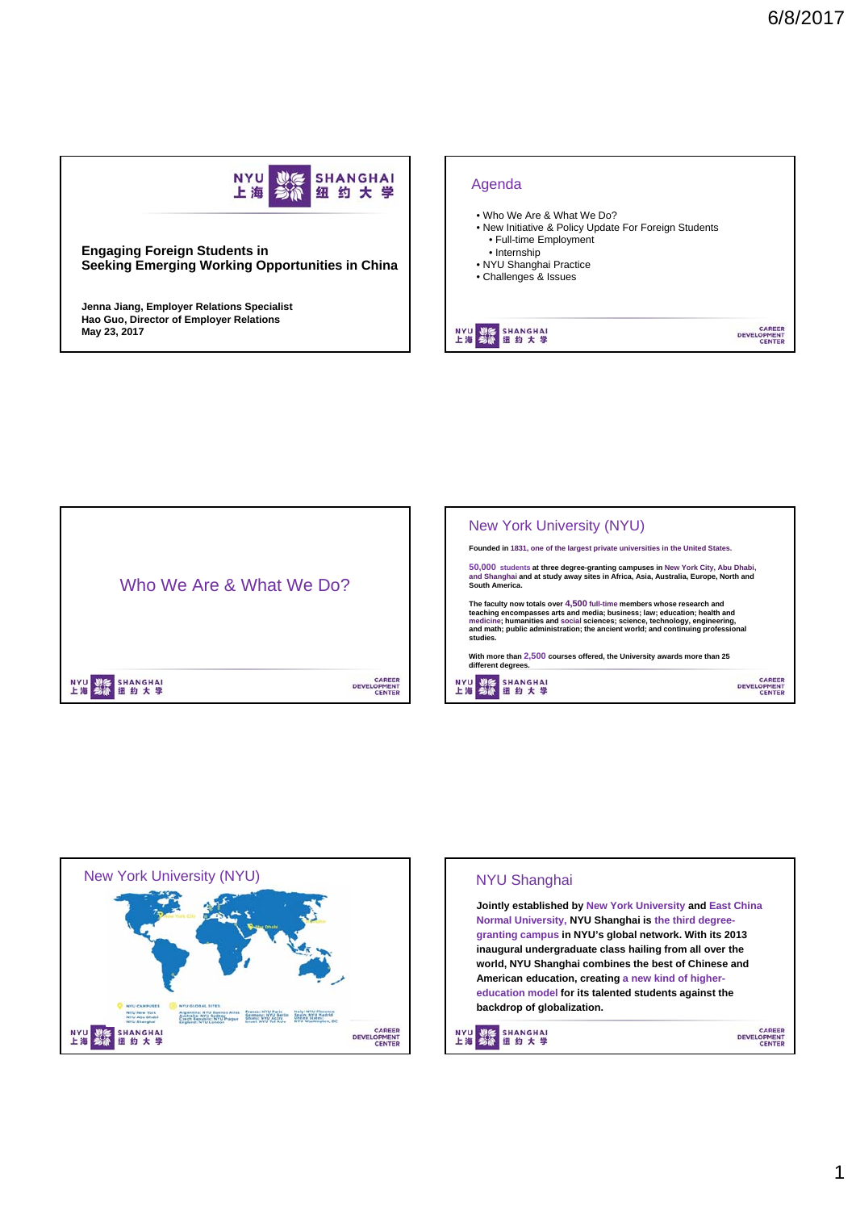## Engaging Foreign Students in Seeking Emerging Working Opportunities in China

**Jenna Jiang, Employer Relations Specialist**
**Hao Guo, Director of Employer Relations**
**May 23, 2017**

## Agenda

- Who We Are & What We Do?
- New Initiative & Policy Update For Foreign Students
  - Full-time Employment
  - Internship
- NYU Shanghai Practice
- Challenges & Issues

## Who We Are & What We Do?

## New York University (NYU)

**Founded in 1831, one of the largest private universities in the United States.**

**50,000 students at three degree-granting campuses in New York City, Abu Dhabi, and Shanghai and at study away sites in Africa, Asia, Australia, Europe, North and South America.**

**The faculty now totals over 4,500 full-time members whose research and teaching encompasses arts and media; business; law; education; health and medicine; humanities and social sciences; science, technology, engineering, and math; public administration; the ancient world; and continuing professional studies.**

**With more than 2,500 courses offered, the University awards more than 25 different degrees.**

## New York University (NYU)

## NYU Shanghai

**Jointly established by New York University and East China Normal University, NYU Shanghai is the third degree-granting campus in NYU's global network. With its 2013 inaugural undergraduate class hailing from all over the world, NYU Shanghai combines the best of Chinese and American education, creating a new kind of higher-education model for its talented students against the backdrop of globalization.**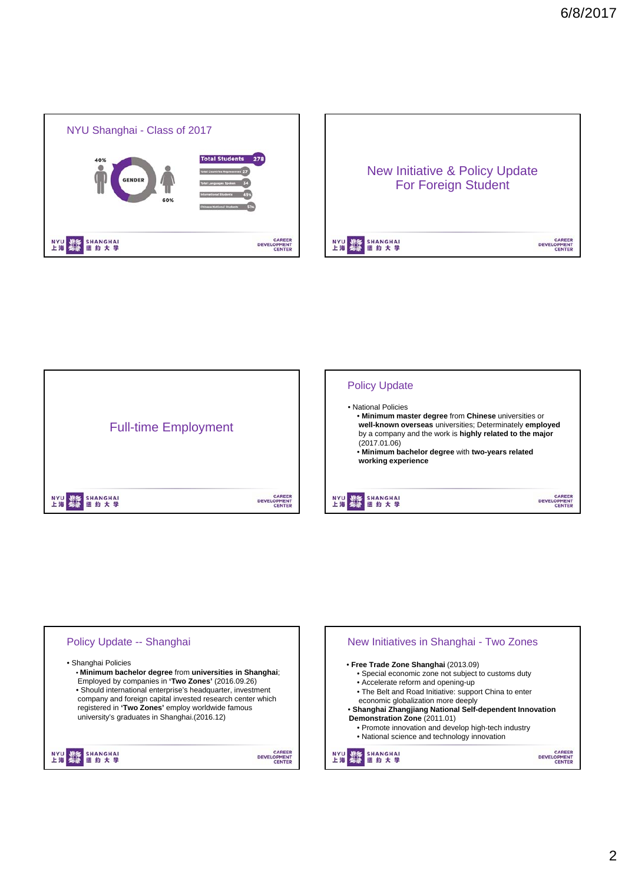## NYU Shanghai - Class of 2017

40% GENDER 60%

- Total Students 278
- Total Countries Represented 27
- Total Languages Spoken 34
- International Students 49%
- Chinese National Students 51%

## New Initiative & Policy Update For Foreign Student

## Full-time Employment

## Policy Update

- National Policies
  - **Minimum master degree** from **Chinese** universities or **well-known overseas** universities; Determinately **employed** by a company and the work is **highly related to the major** (2017.01.06)
  - **Minimum bachelor degree** with **two-years related working experience**

## Policy Update -- Shanghai

- Shanghai Policies
  - **Minimum bachelor degree** from **universities in Shanghai**; Employed by companies in **'Two Zones'** (2016.09.26)
  - Should international enterprise's headquarter, investment company and foreign capital invested research center which registered in **'Two Zones'** employ worldwide famous university's graduates in Shanghai.(2016.12)

## New Initiatives in Shanghai - Two Zones

- **Free Trade Zone Shanghai** (2013.09)
  - Special economic zone not subject to customs duty
  - Accelerate reform and opening-up
  - The Belt and Road Initiative: support China to enter economic globalization more deeply
- **Shanghai Zhangjiang National Self-dependent Innovation Demonstration Zone** (2011.01)
  - Promote innovation and develop high-tech industry
  - National science and technology innovation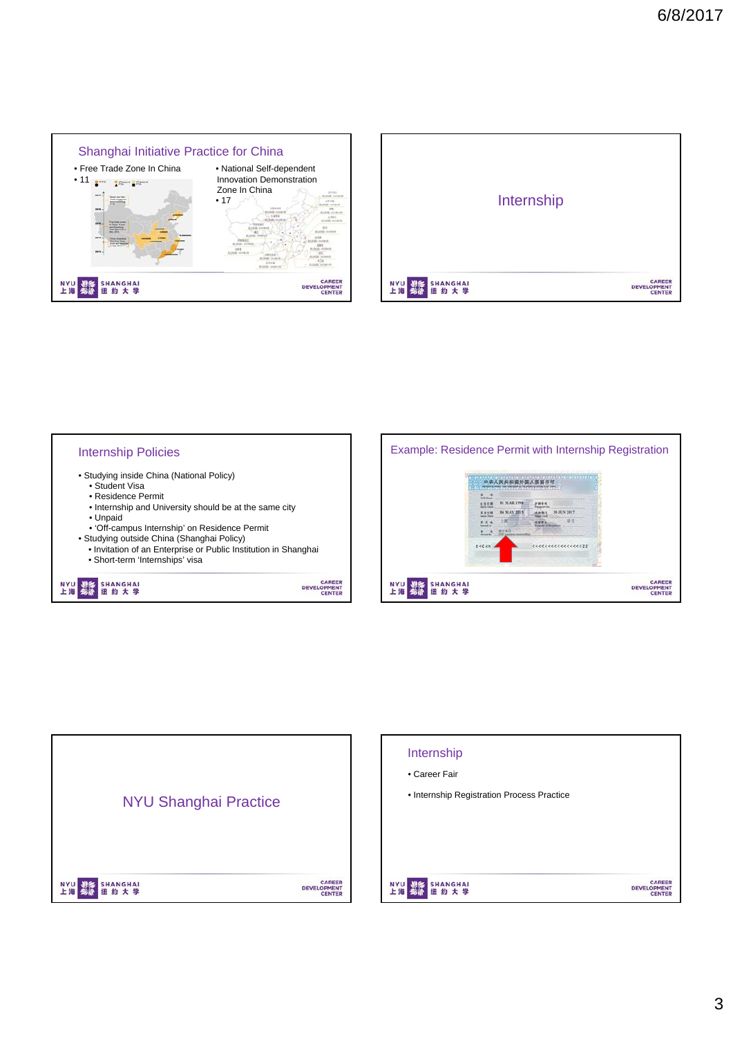## Shanghai Initiative Practice for China

- Free Trade Zone In China
- 11
- National Self-dependent Innovation Demonstration Zone In China
- 17

## Internship

## Internship Policies

- Studying inside China (National Policy)
  - Student Visa
  - Residence Permit
  - Internship and University should be at the same city
  - Unpaid
  - 'Off-campus Internship' on Residence Permit
- Studying outside China (Shanghai Policy)
  - Invitation of an Enterprise or Public Institution in Shanghai
  - Short-term 'Internships' visa

## Example: Residence Permit with Internship Registration

## NYU Shanghai Practice

## Internship

- Career Fair
- Internship Registration Process Practice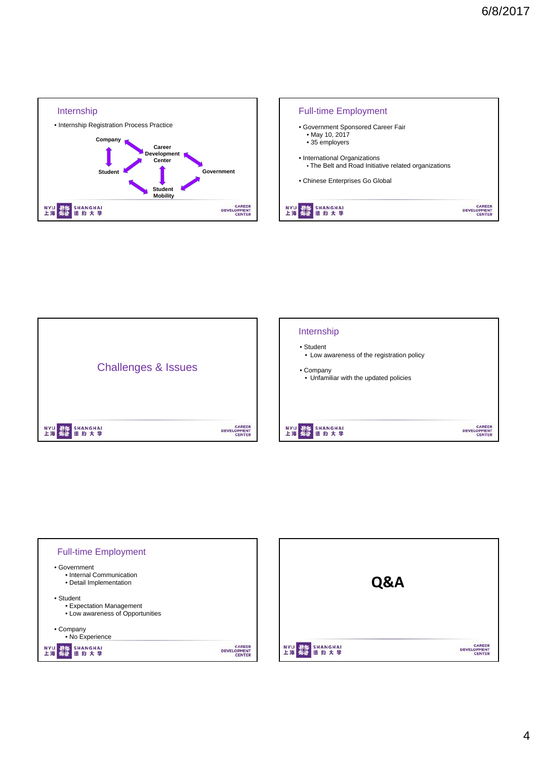## Internship

- Internship Registration Process Practice

Company

Career Development Center

Government

Student

Student Mobility

## Full-time Employment

- Government Sponsored Career Fair
  - May 10, 2017
  - 35 employers
- International Organizations
  - The Belt and Road Initiative related organizations
- Chinese Enterprises Go Global

## Challenges & Issues

## Internship

- Student
  - Low awareness of the registration policy
- Company
  - Unfamiliar with the updated policies

## Full-time Employment

- Government
  - Internal Communication
  - Detail Implementation
- Student
  - Expectation Management
  - Low awareness of Opportunities
- Company
  - No Experience

## Q&A